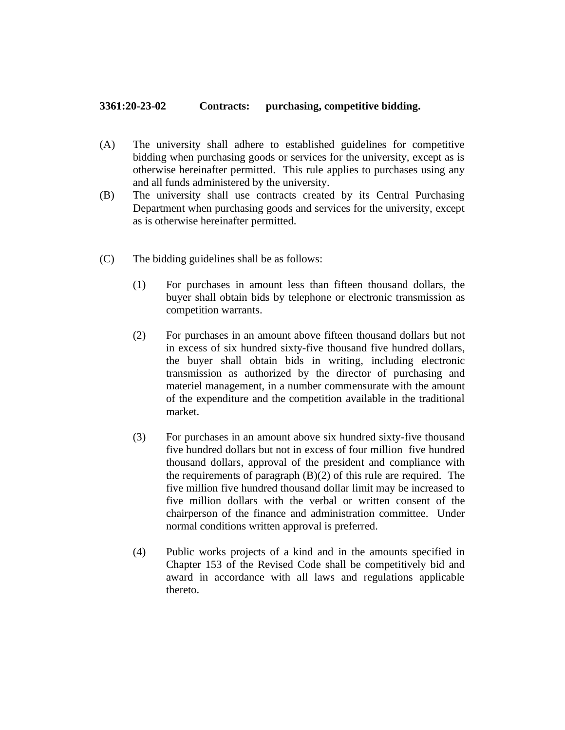**3361:20-23-02 Contracts: purchasing, competitive bidding.**

(A) The university shall adhere to established guidelines for competitive bidding when purchasing goods or services for the university, except as is otherwise hereinafter permitted. This rule applies to purchases using any and all funds administered by the university.

(B) The university shall use contracts created by its Central Purchasing Department when purchasing goods and services for the university, except as is otherwise hereinafter permitted.

(C) The bidding guidelines shall be as follows:

(1) For purchases in amount less than fifteen thousand dollars, the buyer shall obtain bids by telephone or electronic transmission as competition warrants.

(2) For purchases in an amount above fifteen thousand dollars but not in excess of six hundred sixty-five thousand five hundred dollars, the buyer shall obtain bids in writing, including electronic transmission as authorized by the director of purchasing and materiel management, in a number commensurate with the amount of the expenditure and the competition available in the traditional market.

(3) For purchases in an amount above six hundred sixty-five thousand five hundred dollars but not in excess of four million five hundred thousand dollars, approval of the president and compliance with the requirements of paragraph (B)(2) of this rule are required. The five million five hundred thousand dollar limit may be increased to five million dollars with the verbal or written consent of the chairperson of the finance and administration committee. Under normal conditions written approval is preferred.

(4) Public works projects of a kind and in the amounts specified in Chapter 153 of the Revised Code shall be competitively bid and award in accordance with all laws and regulations applicable thereto.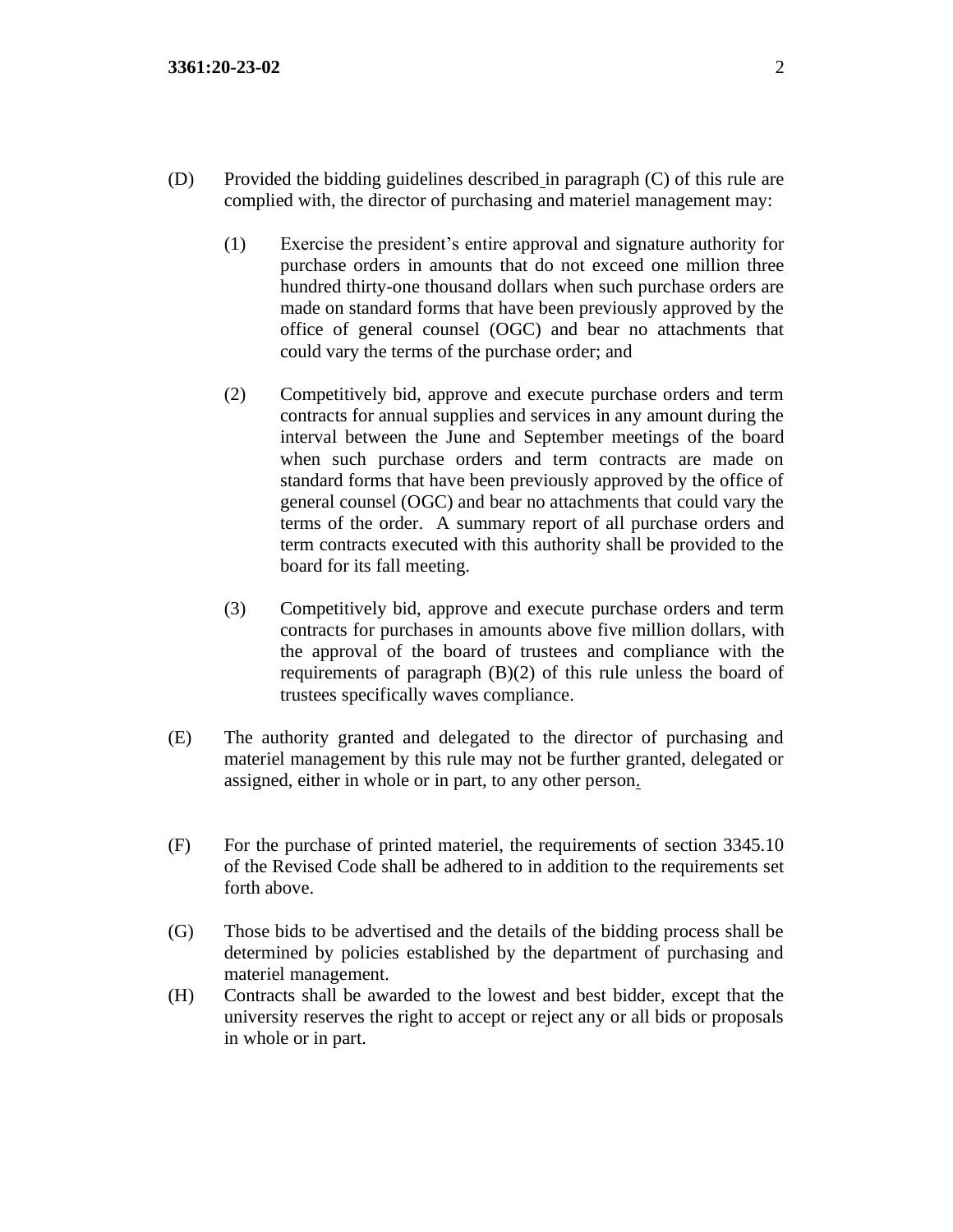(D) Provided the bidding guidelines described in paragraph (C) of this rule are complied with, the director of purchasing and materiel management may:

(1) Exercise the president's entire approval and signature authority for purchase orders in amounts that do not exceed one million three hundred thirty-one thousand dollars when such purchase orders are made on standard forms that have been previously approved by the office of general counsel (OGC) and bear no attachments that could vary the terms of the purchase order; and

(2) Competitively bid, approve and execute purchase orders and term contracts for annual supplies and services in any amount during the interval between the June and September meetings of the board when such purchase orders and term contracts are made on standard forms that have been previously approved by the office of general counsel (OGC) and bear no attachments that could vary the terms of the order. A summary report of all purchase orders and term contracts executed with this authority shall be provided to the board for its fall meeting.

(3) Competitively bid, approve and execute purchase orders and term contracts for purchases in amounts above five million dollars, with the approval of the board of trustees and compliance with the requirements of paragraph (B)(2) of this rule unless the board of trustees specifically waves compliance.

(E) The authority granted and delegated to the director of purchasing and materiel management by this rule may not be further granted, delegated or assigned, either in whole or in part, to any other person.

(F) For the purchase of printed materiel, the requirements of section 3345.10 of the Revised Code shall be adhered to in addition to the requirements set forth above.

(G) Those bids to be advertised and the details of the bidding process shall be determined by policies established by the department of purchasing and materiel management.

(H) Contracts shall be awarded to the lowest and best bidder, except that the university reserves the right to accept or reject any or all bids or proposals in whole or in part.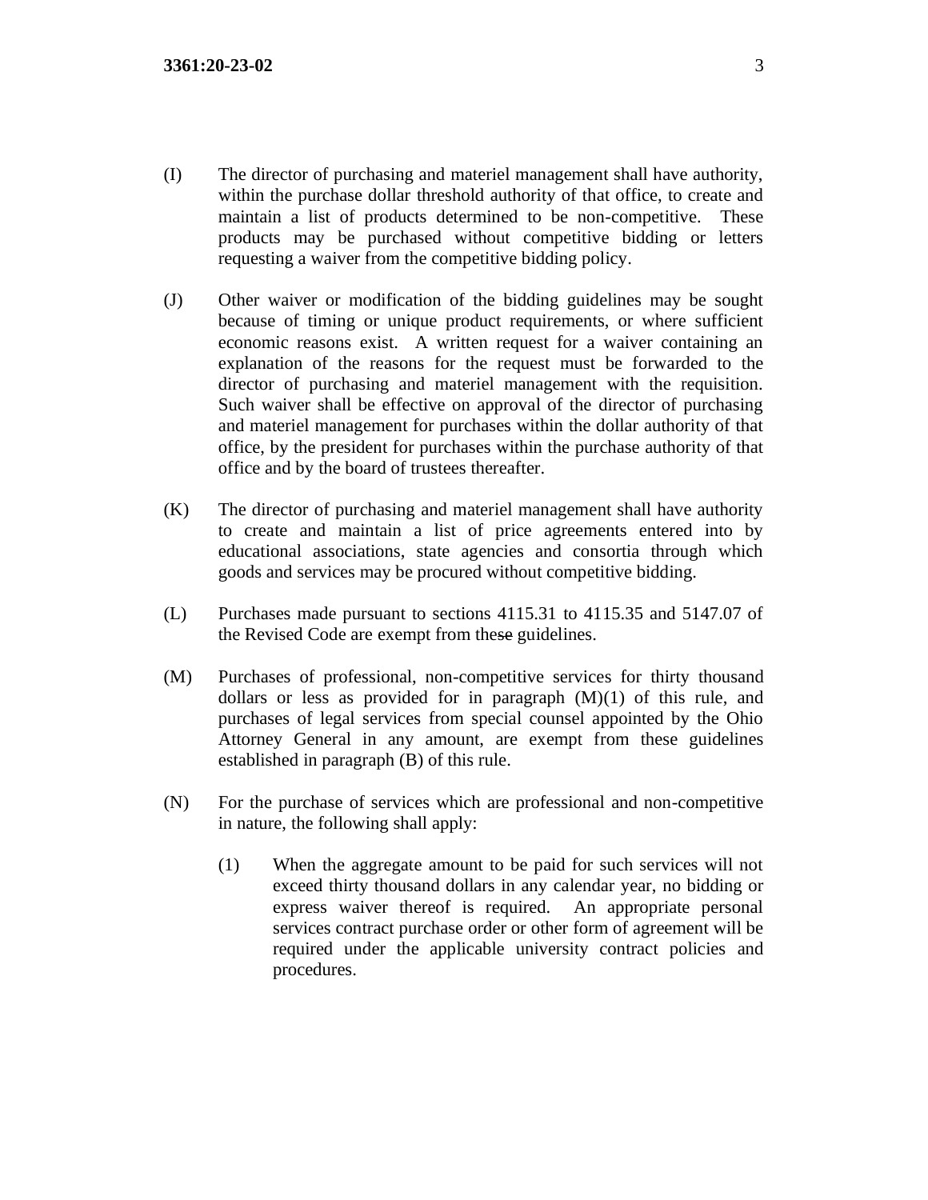(I) The director of purchasing and materiel management shall have authority, within the purchase dollar threshold authority of that office, to create and maintain a list of products determined to be non-competitive. These products may be purchased without competitive bidding or letters requesting a waiver from the competitive bidding policy.

(J) Other waiver or modification of the bidding guidelines may be sought because of timing or unique product requirements, or where sufficient economic reasons exist. A written request for a waiver containing an explanation of the reasons for the request must be forwarded to the director of purchasing and materiel management with the requisition. Such waiver shall be effective on approval of the director of purchasing and materiel management for purchases within the dollar authority of that office, by the president for purchases within the purchase authority of that office and by the board of trustees thereafter.

(K) The director of purchasing and materiel management shall have authority to create and maintain a list of price agreements entered into by educational associations, state agencies and consortia through which goods and services may be procured without competitive bidding.

(L) Purchases made pursuant to sections 4115.31 to 4115.35 and 5147.07 of the Revised Code are exempt from the~~se~~ guidelines.

(M) Purchases of professional, non-competitive services for thirty thousand dollars or less as provided for in paragraph (M)(1) of this rule, and purchases of legal services from special counsel appointed by the Ohio Attorney General in any amount, are exempt from these guidelines established in paragraph (B) of this rule.

(N) For the purchase of services which are professional and non-competitive in nature, the following shall apply:

   (1) When the aggregate amount to be paid for such services will not exceed thirty thousand dollars in any calendar year, no bidding or express waiver thereof is required. An appropriate personal services contract purchase order or other form of agreement will be required under the applicable university contract policies and procedures.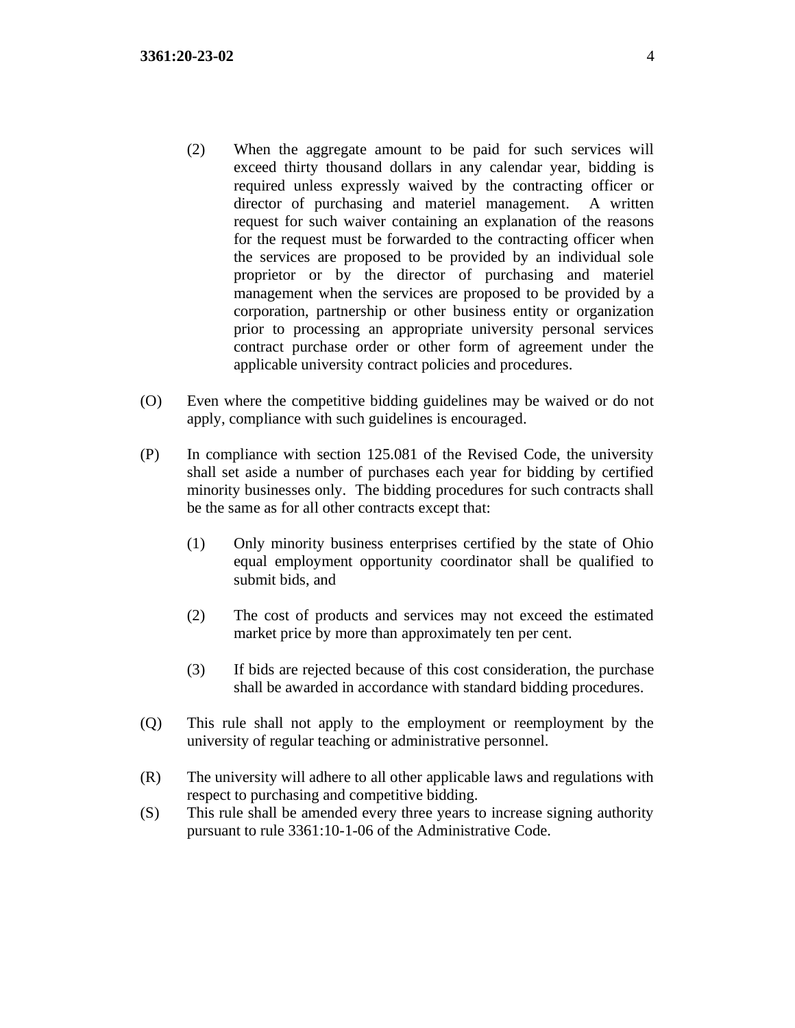(2) When the aggregate amount to be paid for such services will exceed thirty thousand dollars in any calendar year, bidding is required unless expressly waived by the contracting officer or director of purchasing and materiel management. A written request for such waiver containing an explanation of the reasons for the request must be forwarded to the contracting officer when the services are proposed to be provided by an individual sole proprietor or by the director of purchasing and materiel management when the services are proposed to be provided by a corporation, partnership or other business entity or organization prior to processing an appropriate university personal services contract purchase order or other form of agreement under the applicable university contract policies and procedures.

(O) Even where the competitive bidding guidelines may be waived or do not apply, compliance with such guidelines is encouraged.

(P) In compliance with section 125.081 of the Revised Code, the university shall set aside a number of purchases each year for bidding by certified minority businesses only. The bidding procedures for such contracts shall be the same as for all other contracts except that:

(1) Only minority business enterprises certified by the state of Ohio equal employment opportunity coordinator shall be qualified to submit bids, and

(2) The cost of products and services may not exceed the estimated market price by more than approximately ten per cent.

(3) If bids are rejected because of this cost consideration, the purchase shall be awarded in accordance with standard bidding procedures.

(Q) This rule shall not apply to the employment or reemployment by the university of regular teaching or administrative personnel.

(R) The university will adhere to all other applicable laws and regulations with respect to purchasing and competitive bidding.

(S) This rule shall be amended every three years to increase signing authority pursuant to rule 3361:10-1-06 of the Administrative Code.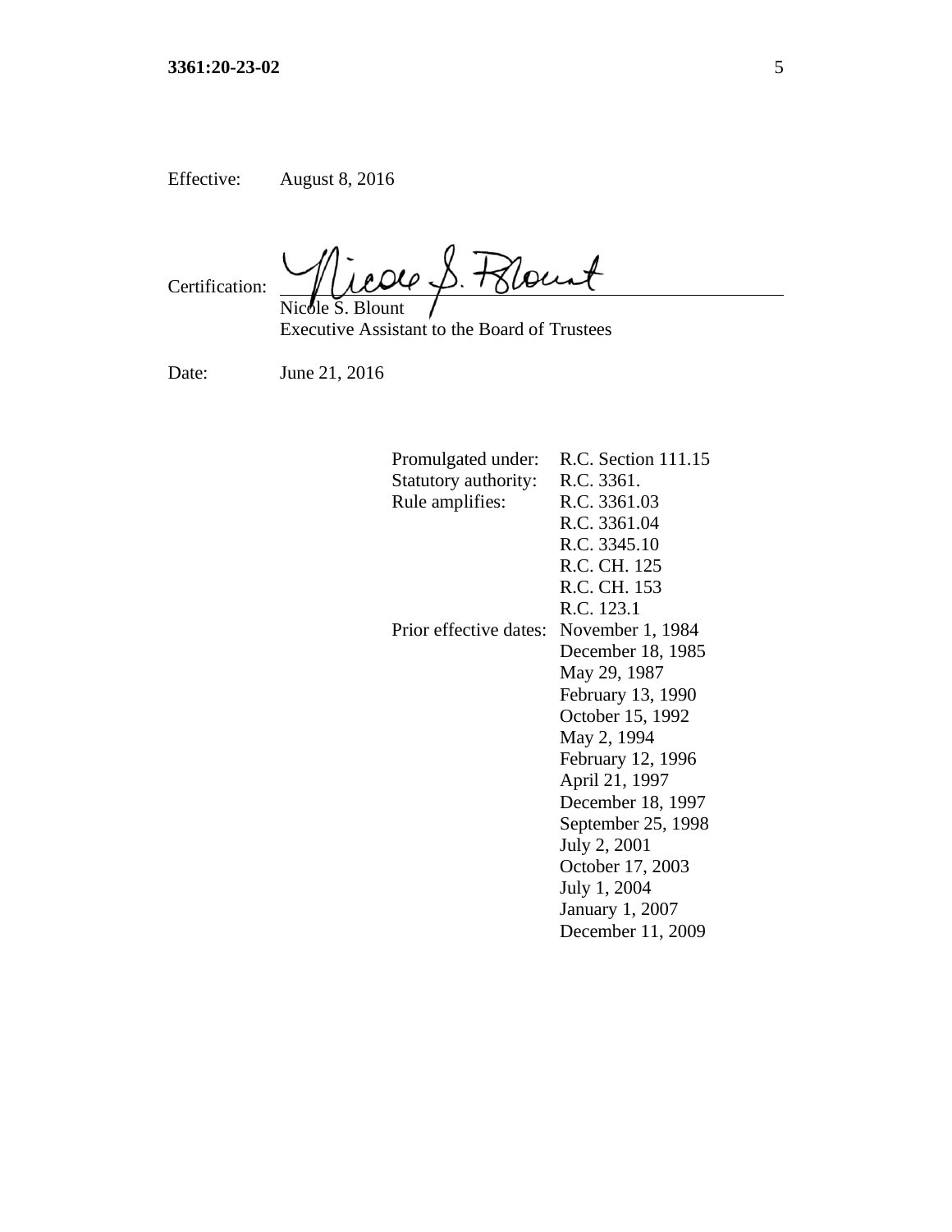Effective: August 8, 2016

Certification: \_\_\_\_\_\_\_\_\_\_\_\_\_\_\_\_\_\_\_\_\_\_\_\_\_\_\_\_\_\_\_\_\_\_\_\_\_\_\_\_
Nicole S. Blount
Executive Assistant to the Board of Trustees

Date: June 21, 2016

| | |
|---|---|
| Promulgated under: | R.C. Section 111.15 |
| Statutory authority: | R.C. 3361. |
| Rule amplifies: | R.C. 3361.03 |
| | R.C. 3361.04 |
| | R.C. 3345.10 |
| | R.C. CH. 125 |
| | R.C. CH. 153 |
| | R.C. 123.1 |
| Prior effective dates: | November 1, 1984 |
| | December 18, 1985 |
| | May 29, 1987 |
| | February 13, 1990 |
| | October 15, 1992 |
| | May 2, 1994 |
| | February 12, 1996 |
| | April 21, 1997 |
| | December 18, 1997 |
| | September 25, 1998 |
| | July 2, 2001 |
| | October 17, 2003 |
| | July 1, 2004 |
| | January 1, 2007 |
| | December 11, 2009 |